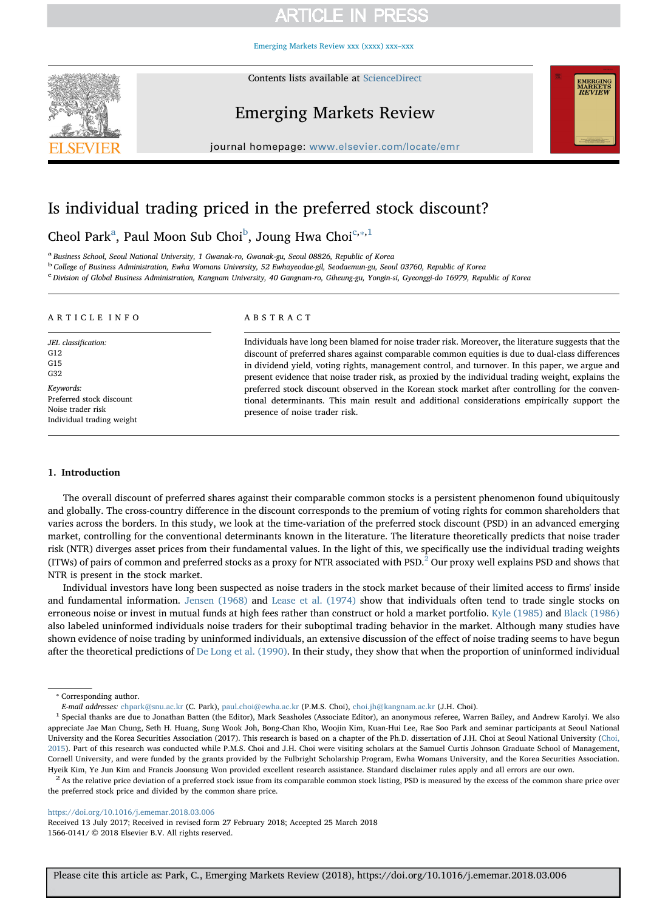# Is individual trading priced in the preferred stock discount?

Cheol Park[a], Paul Moon Sub Choi[b], Joung Hwa Choi[c,*,1]

[a] Business School, Seoul National University, 1 Gwanak-ro, Gwanak-gu, Seoul 08826, Republic of Korea
[b] College of Business Administration, Ewha Womans University, 52 Ewhayeodae-gil, Seodaemun-gu, Seoul 03760, Republic of Korea
[c] Division of Global Business Administration, Kangnam University, 40 Gangnam-ro, Giheung-gu, Yongin-si, Gyeonggi-do 16979, Republic of Korea

## ARTICLE INFO

*JEL classification:*
G12
G15
G32

*Keywords:*
Preferred stock discount
Noise trader risk
Individual trading weight

## ABSTRACT

Individuals have long been blamed for noise trader risk. Moreover, the literature suggests that the discount of preferred shares against comparable common equities is due to dual-class differences in dividend yield, voting rights, management control, and turnover. In this paper, we argue and present evidence that noise trader risk, as proxied by the individual trading weight, explains the preferred stock discount observed in the Korean stock market after controlling for the conventional determinants. This main result and additional considerations empirically support the presence of noise trader risk.

## 1. Introduction

The overall discount of preferred shares against their comparable common stocks is a persistent phenomenon found ubiquitously and globally. The cross-country difference in the discount corresponds to the premium of voting rights for common shareholders that varies across the borders. In this study, we look at the time-variation of the preferred stock discount (PSD) in an advanced emerging market, controlling for the conventional determinants known in the literature. The literature theoretically predicts that noise trader risk (NTR) diverges asset prices from their fundamental values. In the light of this, we specifically use the individual trading weights (ITWs) of pairs of common and preferred stocks as a proxy for NTR associated with PSD.[2] Our proxy well explains PSD and shows that NTR is present in the stock market.

Individual investors have long been suspected as noise traders in the stock market because of their limited access to firms' inside and fundamental information. Jensen (1968) and Lease et al. (1974) show that individuals often tend to trade single stocks on erroneous noise or invest in mutual funds at high fees rather than construct or hold a market portfolio. Kyle (1985) and Black (1986) also labeled uninformed individuals noise traders for their suboptimal trading behavior in the market. Although many studies have shown evidence of noise trading by uninformed individuals, an extensive discussion of the effect of noise trading seems to have begun after the theoretical predictions of De Long et al. (1990). In their study, they show that when the proportion of uninformed individual

---

* Corresponding author.
*E-mail addresses:* chpark@snu.ac.kr (C. Park), paul.choi@ewha.ac.kr (P.M.S. Choi), choi.jh@kangnam.ac.kr (J.H. Choi).

[1] Special thanks are due to Jonathan Batten (the Editor), Mark Seasholes (Associate Editor), an anonymous referee, Warren Bailey, and Andrew Karolyi. We also appreciate Jae Man Chung, Seth H. Huang, Sung Wook Joh, Bong-Chan Kho, Woojin Kim, Kuan-Hui Lee, Rae Soo Park and seminar participants at Seoul National University and the Korea Securities Association (2017). This research is based on a chapter of the Ph.D. dissertation of J.H. Choi at Seoul National University (Choi, 2015). Part of this research was conducted while P.M.S. Choi and J.H. Choi were visiting scholars at the Samuel Curtis Johnson Graduate School of Management, Cornell University, and were funded by the grants provided by the Fulbright Scholarship Program, Ewha Womans University, and the Korea Securities Association. Hyeik Kim, Ye Jun Kim and Francis Joonsung Won provided excellent research assistance. Standard disclaimer rules apply and all errors are our own.

[2] As the relative price deviation of a preferred stock issue from its comparable common stock listing, PSD is measured by the excess of the common share price over the preferred stock price and divided by the common share price.

https://doi.org/10.1016/j.ememar.2018.03.006
Received 13 July 2017; Received in revised form 27 February 2018; Accepted 25 March 2018
1566-0141/ © 2018 Elsevier B.V. All rights reserved.

Please cite this article as: Park, C., Emerging Markets Review (2018), https://doi.org/10.1016/j.ememar.2018.03.006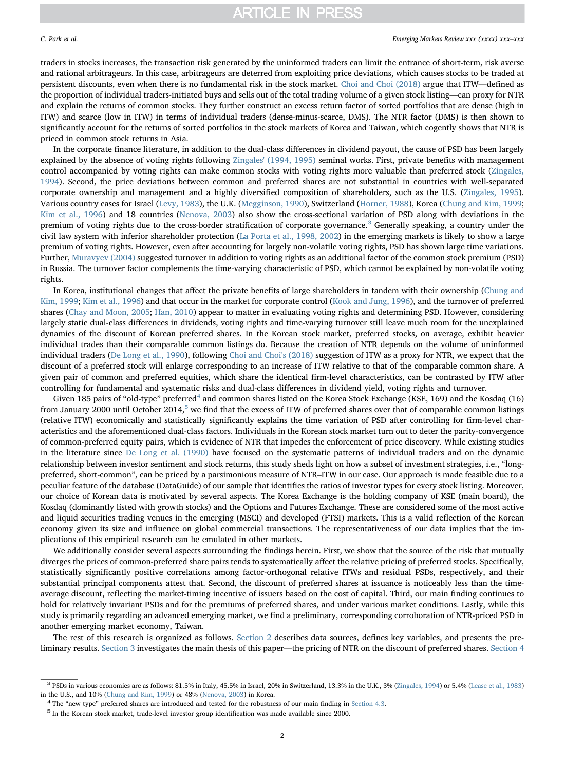traders in stocks increases, the transaction risk generated by the uninformed traders can limit the entrance of short-term, risk averse and rational arbitrageurs. In this case, arbitrageurs are deterred from exploiting price deviations, which causes stocks to be traded at persistent discounts, even when there is no fundamental risk in the stock market. Choi and Choi (2018) argue that ITW—defined as the proportion of individual traders-initiated buys and sells out of the total trading volume of a given stock listing—can proxy for NTR and explain the returns of common stocks. They further construct an excess return factor of sorted portfolios that are dense (high in ITW) and scarce (low in ITW) in terms of individual traders (dense-minus-scarce, DMS). The NTR factor (DMS) is then shown to significantly account for the returns of sorted portfolios in the stock markets of Korea and Taiwan, which cogently shows that NTR is priced in common stock returns in Asia.

In the corporate finance literature, in addition to the dual-class differences in dividend payout, the cause of PSD has been largely explained by the absence of voting rights following Zingales' (1994, 1995) seminal works. First, private benefits with management control accompanied by voting rights can make common stocks with voting rights more valuable than preferred stock (Zingales, 1994). Second, the price deviations between common and preferred shares are not substantial in countries with well-separated corporate ownership and management and a highly diversified composition of shareholders, such as the U.S. (Zingales, 1995). Various country cases for Israel (Levy, 1983), the U.K. (Megginson, 1990), Switzerland (Horner, 1988), Korea (Chung and Kim, 1999; Kim et al., 1996) and 18 countries (Nenova, 2003) also show the cross-sectional variation of PSD along with deviations in the premium of voting rights due to the cross-border stratification of corporate governance.[3] Generally speaking, a country under the civil law system with inferior shareholder protection (La Porta et al., 1998, 2002) in the emerging markets is likely to show a large premium of voting rights. However, even after accounting for largely non-volatile voting rights, PSD has shown large time variations. Further, Muravyev (2004) suggested turnover in addition to voting rights as an additional factor of the common stock premium (PSD) in Russia. The turnover factor complements the time-varying characteristic of PSD, which cannot be explained by non-volatile voting rights.

In Korea, institutional changes that affect the private benefits of large shareholders in tandem with their ownership (Chung and Kim, 1999; Kim et al., 1996) and that occur in the market for corporate control (Kook and Jung, 1996), and the turnover of preferred shares (Chay and Moon, 2005; Han, 2010) appear to matter in evaluating voting rights and determining PSD. However, considering largely static dual-class differences in dividends, voting rights and time-varying turnover still leave much room for the unexplained dynamics of the discount of Korean preferred shares. In the Korean stock market, preferred stocks, on average, exhibit heavier individual trades than their comparable common listings do. Because the creation of NTR depends on the volume of uninformed individual traders (De Long et al., 1990), following Choi and Choi's (2018) suggestion of ITW as a proxy for NTR, we expect that the discount of a preferred stock will enlarge corresponding to an increase of ITW relative to that of the comparable common share. A given pair of common and preferred equities, which share the identical firm-level characteristics, can be contrasted by ITW after controlling for fundamental and systematic risks and dual-class differences in dividend yield, voting rights and turnover.

Given 185 pairs of "old-type" preferred[4] and common shares listed on the Korea Stock Exchange (KSE, 169) and the Kosdaq (16) from January 2000 until October 2014,[5] we find that the excess of ITW of preferred shares over that of comparable common listings (relative ITW) economically and statistically significantly explains the time variation of PSD after controlling for firm-level characteristics and the aforementioned dual-class factors. Individuals in the Korean stock market turn out to deter the parity-convergence of common-preferred equity pairs, which is evidence of NTR that impedes the enforcement of price discovery. While existing studies in the literature since De Long et al. (1990) have focused on the systematic patterns of individual traders and on the dynamic relationship between investor sentiment and stock returns, this study sheds light on how a subset of investment strategies, i.e., "long-preferred, short-common", can be priced by a parsimonious measure of NTR–ITW in our case. Our approach is made feasible due to a peculiar feature of the database (DataGuide) of our sample that identifies the ratios of investor types for every stock listing. Moreover, our choice of Korean data is motivated by several aspects. The Korea Exchange is the holding company of KSE (main board), the Kosdaq (dominantly listed with growth stocks) and the Options and Futures Exchange. These are considered some of the most active and liquid securities trading venues in the emerging (MSCI) and developed (FTSI) markets. This is a valid reflection of the Korean economy given its size and influence on global commercial transactions. The representativeness of our data implies that the implications of this empirical research can be emulated in other markets.

We additionally consider several aspects surrounding the findings herein. First, we show that the source of the risk that mutually diverges the prices of common-preferred share pairs tends to systematically affect the relative pricing of preferred stocks. Specifically, statistically significantly positive correlations among factor-orthogonal relative ITWs and residual PSDs, respectively, and their substantial principal components attest that. Second, the discount of preferred shares at issuance is noticeably less than the time-average discount, reflecting the market-timing incentive of issuers based on the cost of capital. Third, our main finding continues to hold for relatively invariant PSDs and for the premiums of preferred shares, and under various market conditions. Lastly, while this study is primarily regarding an advanced emerging market, we find a preliminary, corresponding corroboration of NTR-priced PSD in another emerging market economy, Taiwan.

The rest of this research is organized as follows. Section 2 describes data sources, defines key variables, and presents the preliminary results. Section 3 investigates the main thesis of this paper—the pricing of NTR on the discount of preferred shares. Section 4

[3] PSDs in various economies are as follows: 81.5% in Italy, 45.5% in Israel, 20% in Switzerland, 13.3% in the U.K., 3% (Zingales, 1994) or 5.4% (Lease et al., 1983) in the U.S., and 10% (Chung and Kim, 1999) or 48% (Nenova, 2003) in Korea.

[4] The "new type" preferred shares are introduced and tested for the robustness of our main finding in Section 4.3.

[5] In the Korean stock market, trade-level investor group identification was made available since 2000.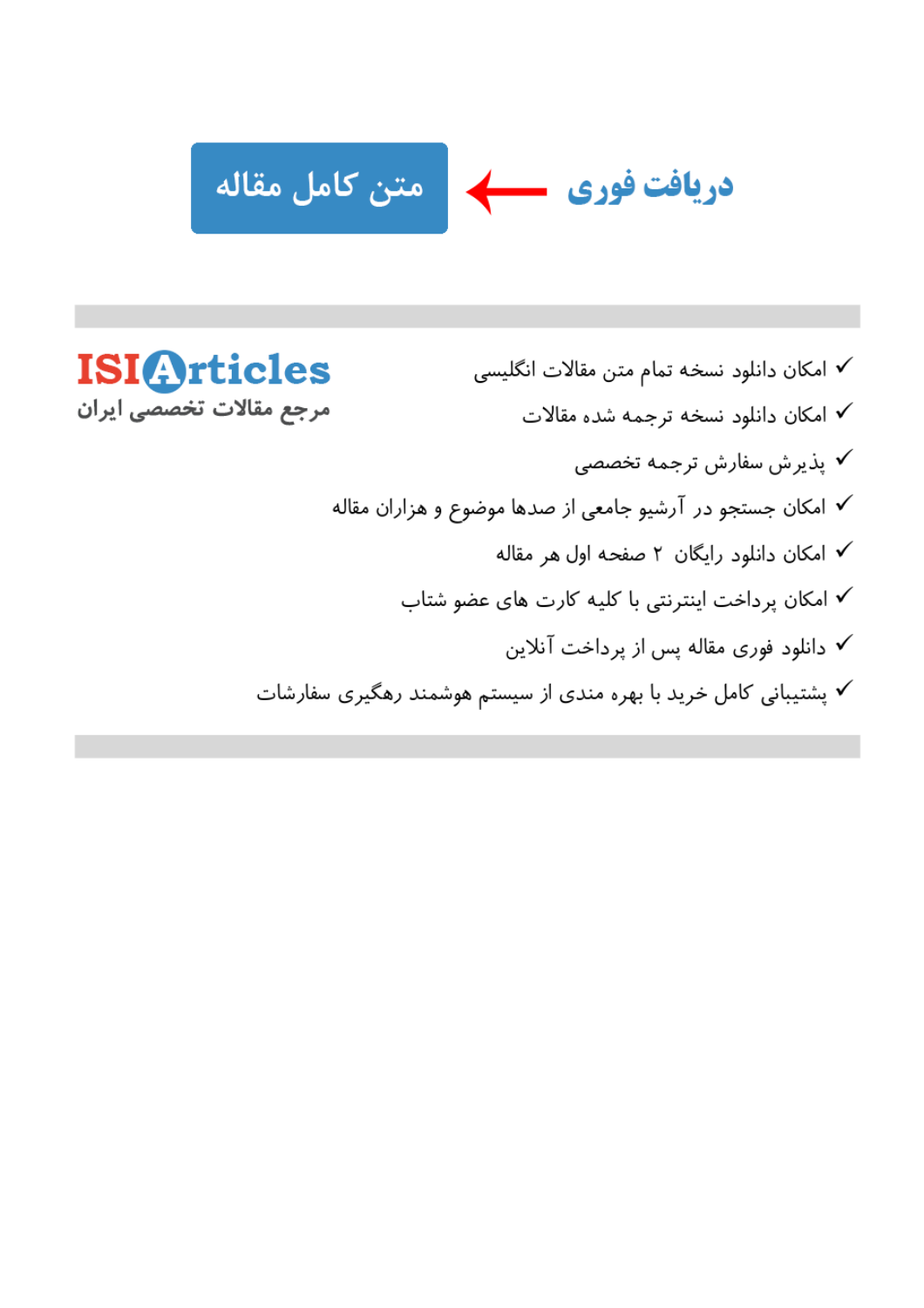دریافت فوری ← **متن کامل مقاله**

**ISIArticles**

مرجع مقالات تخصصی ایران

- ✓ امکان دانلود نسخه تمام متن مقالات انگلیسی
- ✓ امکان دانلود نسخه ترجمه شده مقالات
- ✓ پذیرش سفارش ترجمه تخصصی
- ✓ امکان جستجو در آرشیو جامعی از صدها موضوع و هزاران مقاله
- ✓ امکان دانلود رایگان ۲ صفحه اول هر مقاله
- ✓ امکان پرداخت اینترنتی با کلیه کارت های عضو شتاب
- ✓ دانلود فوری مقاله پس از پرداخت آنلاین
- ✓ پشتیبانی کامل خرید با بهره مندی از سیستم هوشمند رهگیری سفارشات